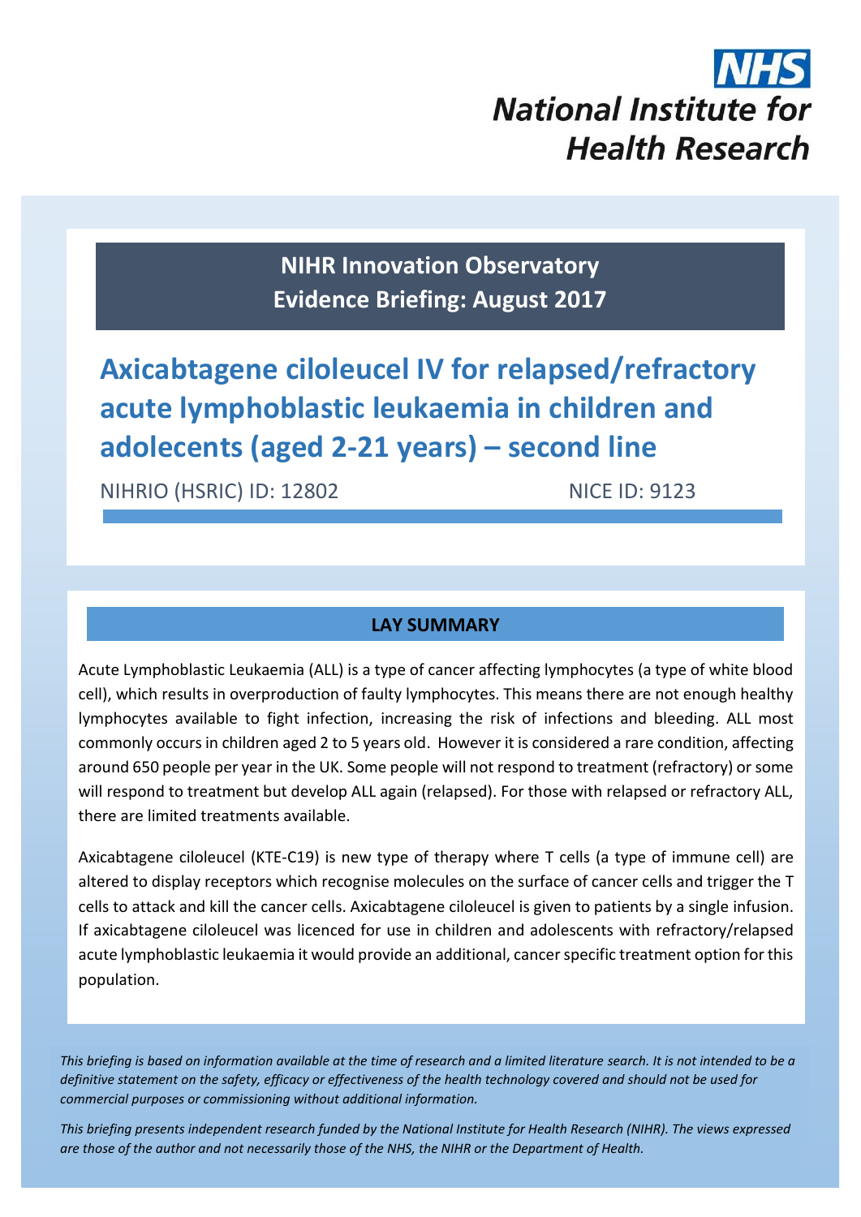NHS
National Institute for Health Research

**NIHR Innovation Observatory**
**Evidence Briefing: August 2017**

# Axicabtagene ciloleucel IV for relapsed/refractory acute lymphoblastic leukaemia in children and adolecents (aged 2-21 years) – second line

NIHRIO (HSRIC) ID: 12802 NICE ID: 9123

## LAY SUMMARY

Acute Lymphoblastic Leukaemia (ALL) is a type of cancer affecting lymphocytes (a type of white blood cell), which results in overproduction of faulty lymphocytes. This means there are not enough healthy lymphocytes available to fight infection, increasing the risk of infections and bleeding. ALL most commonly occurs in children aged 2 to 5 years old. However it is considered a rare condition, affecting around 650 people per year in the UK. Some people will not respond to treatment (refractory) or some will respond to treatment but develop ALL again (relapsed). For those with relapsed or refractory ALL, there are limited treatments available.

Axicabtagene ciloleucel (KTE-C19) is new type of therapy where T cells (a type of immune cell) are altered to display receptors which recognise molecules on the surface of cancer cells and trigger the T cells to attack and kill the cancer cells. Axicabtagene ciloleucel is given to patients by a single infusion. If axicabtagene ciloleucel was licenced for use in children and adolescents with refractory/relapsed acute lymphoblastic leukaemia it would provide an additional, cancer specific treatment option for this population.

*This briefing is based on information available at the time of research and a limited literature search. It is not intended to be a definitive statement on the safety, efficacy or effectiveness of the health technology covered and should not be used for commercial purposes or commissioning without additional information.*

*This briefing presents independent research funded by the National Institute for Health Research (NIHR). The views expressed are those of the author and not necessarily those of the NHS, the NIHR or the Department of Health.*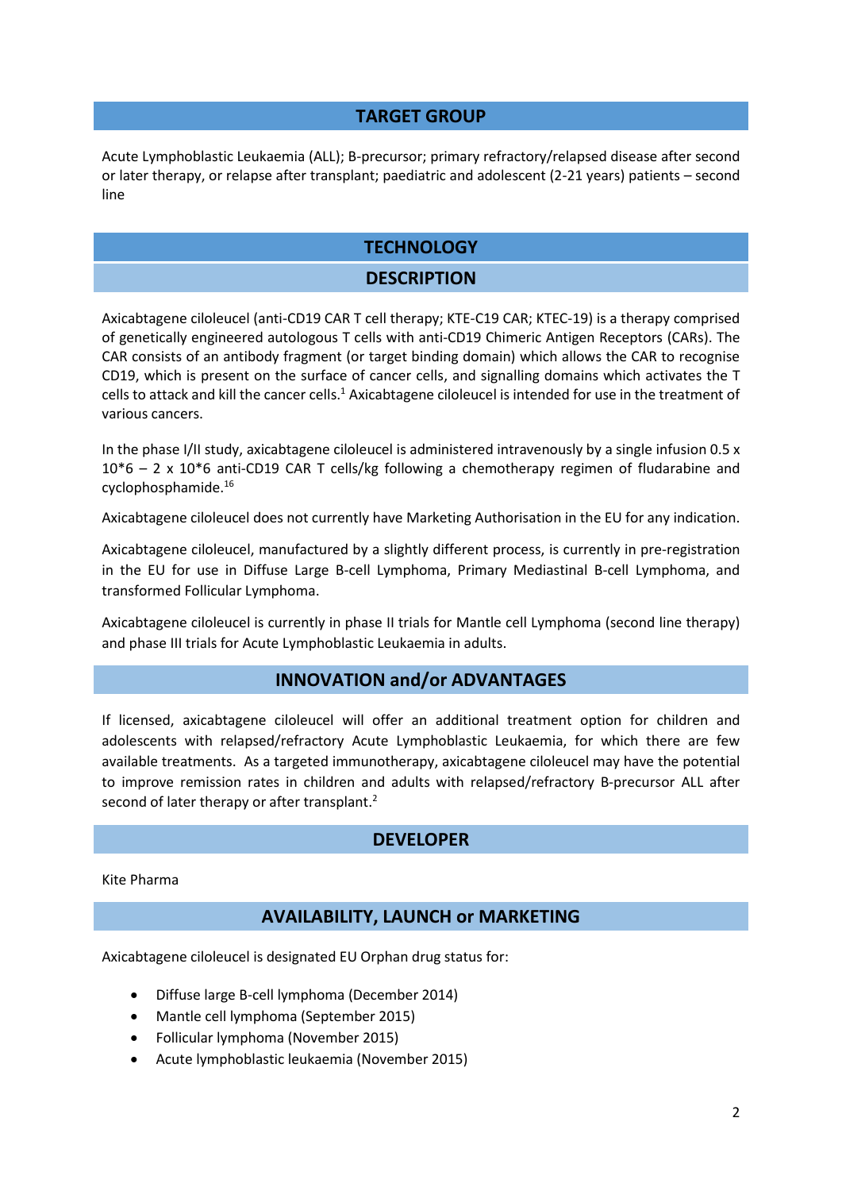## TARGET GROUP

Acute Lymphoblastic Leukaemia (ALL); B-precursor; primary refractory/relapsed disease after second or later therapy, or relapse after transplant; paediatric and adolescent (2-21 years) patients – second line

## TECHNOLOGY

### DESCRIPTION

Axicabtagene ciloleucel (anti-CD19 CAR T cell therapy; KTE-C19 CAR; KTEC-19) is a therapy comprised of genetically engineered autologous T cells with anti-CD19 Chimeric Antigen Receptors (CARs). The CAR consists of an antibody fragment (or target binding domain) which allows the CAR to recognise CD19, which is present on the surface of cancer cells, and signalling domains which activates the T cells to attack and kill the cancer cells.[1] Axicabtagene ciloleucel is intended for use in the treatment of various cancers.

In the phase I/II study, axicabtagene ciloleucel is administered intravenously by a single infusion 0.5 x 10*6 – 2 x 10*6 anti-CD19 CAR T cells/kg following a chemotherapy regimen of fludarabine and cyclophosphamide.[16]

Axicabtagene ciloleucel does not currently have Marketing Authorisation in the EU for any indication.

Axicabtagene ciloleucel, manufactured by a slightly different process, is currently in pre-registration in the EU for use in Diffuse Large B-cell Lymphoma, Primary Mediastinal B-cell Lymphoma, and transformed Follicular Lymphoma.

Axicabtagene ciloleucel is currently in phase II trials for Mantle cell Lymphoma (second line therapy) and phase III trials for Acute Lymphoblastic Leukaemia in adults.

### INNOVATION and/or ADVANTAGES

If licensed, axicabtagene ciloleucel will offer an additional treatment option for children and adolescents with relapsed/refractory Acute Lymphoblastic Leukaemia, for which there are few available treatments. As a targeted immunotherapy, axicabtagene ciloleucel may have the potential to improve remission rates in children and adults with relapsed/refractory B-precursor ALL after second of later therapy or after transplant.[2]

### DEVELOPER

Kite Pharma

### AVAILABILITY, LAUNCH or MARKETING

Axicabtagene ciloleucel is designated EU Orphan drug status for:

- Diffuse large B-cell lymphoma (December 2014)
- Mantle cell lymphoma (September 2015)
- Follicular lymphoma (November 2015)
- Acute lymphoblastic leukaemia (November 2015)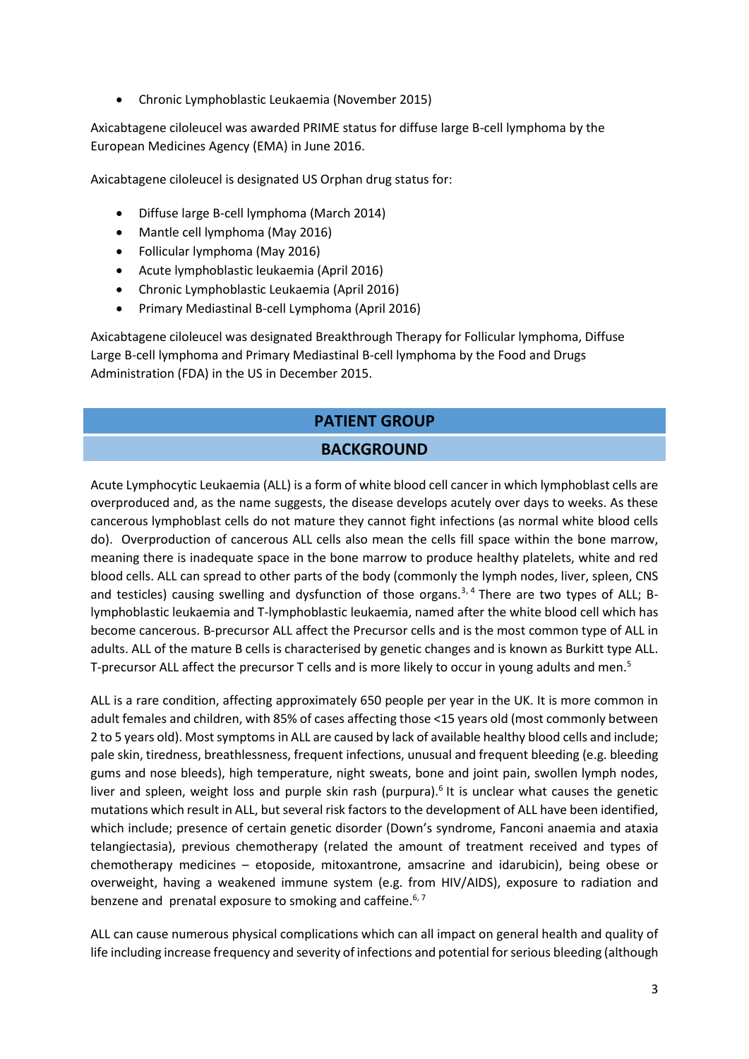- Chronic Lymphoblastic Leukaemia (November 2015)

Axicabtagene ciloleucel was awarded PRIME status for diffuse large B-cell lymphoma by the European Medicines Agency (EMA) in June 2016.

Axicabtagene ciloleucel is designated US Orphan drug status for:

- Diffuse large B-cell lymphoma (March 2014)
- Mantle cell lymphoma (May 2016)
- Follicular lymphoma (May 2016)
- Acute lymphoblastic leukaemia (April 2016)
- Chronic Lymphoblastic Leukaemia (April 2016)
- Primary Mediastinal B-cell Lymphoma (April 2016)

Axicabtagene ciloleucel was designated Breakthrough Therapy for Follicular lymphoma, Diffuse Large B-cell lymphoma and Primary Mediastinal B-cell lymphoma by the Food and Drugs Administration (FDA) in the US in December 2015.

## PATIENT GROUP

## BACKGROUND

Acute Lymphocytic Leukaemia (ALL) is a form of white blood cell cancer in which lymphoblast cells are overproduced and, as the name suggests, the disease develops acutely over days to weeks. As these cancerous lymphoblast cells do not mature they cannot fight infections (as normal white blood cells do). Overproduction of cancerous ALL cells also mean the cells fill space within the bone marrow, meaning there is inadequate space in the bone marrow to produce healthy platelets, white and red blood cells. ALL can spread to other parts of the body (commonly the lymph nodes, liver, spleen, CNS and testicles) causing swelling and dysfunction of those organs.[3, 4] There are two types of ALL; B-lymphoblastic leukaemia and T-lymphoblastic leukaemia, named after the white blood cell which has become cancerous. B-precursor ALL affect the Precursor cells and is the most common type of ALL in adults. ALL of the mature B cells is characterised by genetic changes and is known as Burkitt type ALL. T-precursor ALL affect the precursor T cells and is more likely to occur in young adults and men.[5]

ALL is a rare condition, affecting approximately 650 people per year in the UK. It is more common in adult females and children, with 85% of cases affecting those <15 years old (most commonly between 2 to 5 years old). Most symptoms in ALL are caused by lack of available healthy blood cells and include; pale skin, tiredness, breathlessness, frequent infections, unusual and frequent bleeding (e.g. bleeding gums and nose bleeds), high temperature, night sweats, bone and joint pain, swollen lymph nodes, liver and spleen, weight loss and purple skin rash (purpura).[6] It is unclear what causes the genetic mutations which result in ALL, but several risk factors to the development of ALL have been identified, which include; presence of certain genetic disorder (Down's syndrome, Fanconi anaemia and ataxia telangiectasia), previous chemotherapy (related the amount of treatment received and types of chemotherapy medicines – etoposide, mitoxantrone, amsacrine and idarubicin), being obese or overweight, having a weakened immune system (e.g. from HIV/AIDS), exposure to radiation and benzene and prenatal exposure to smoking and caffeine.[6, 7]

ALL can cause numerous physical complications which can all impact on general health and quality of life including increase frequency and severity of infections and potential for serious bleeding (although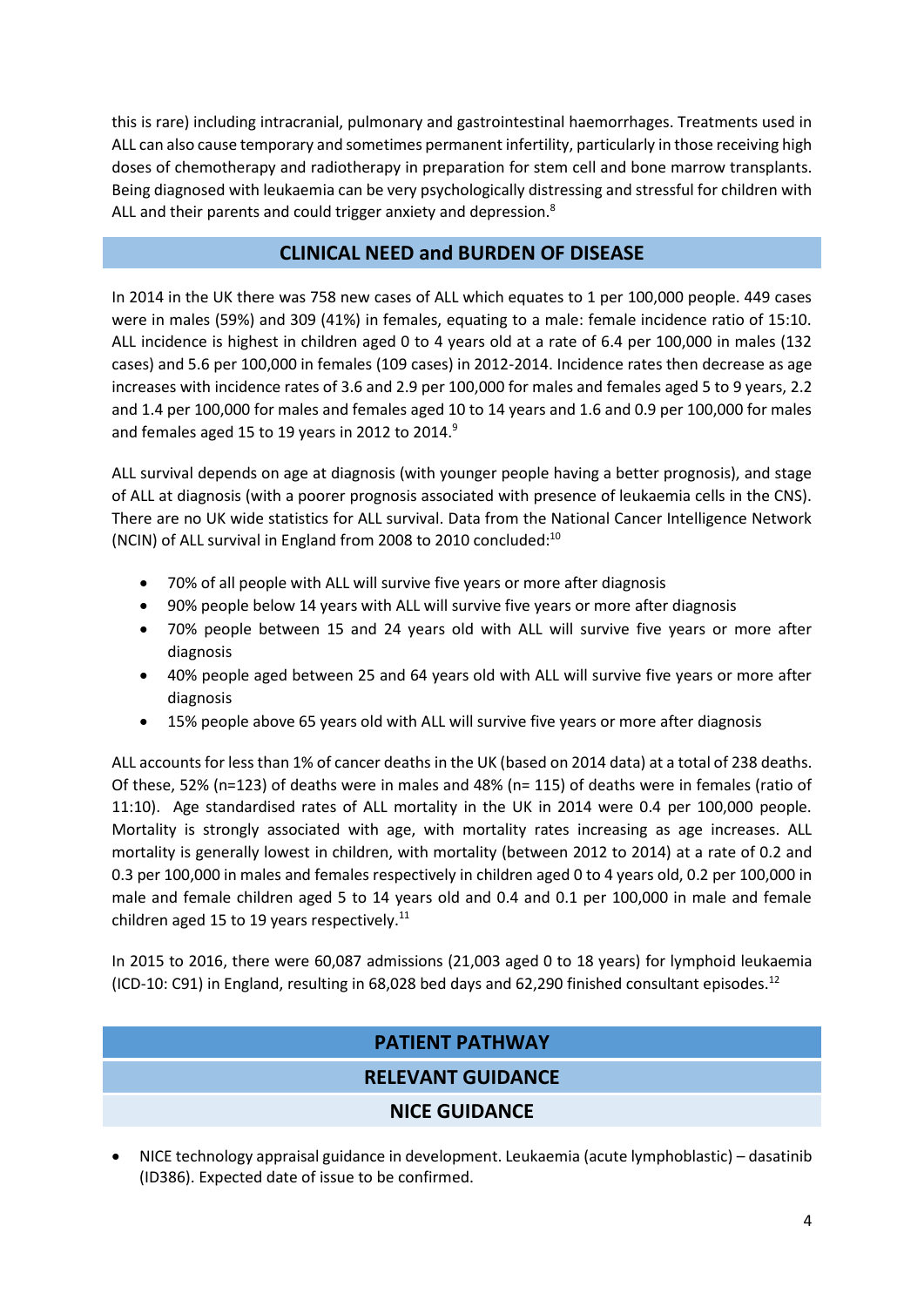this is rare) including intracranial, pulmonary and gastrointestinal haemorrhages. Treatments used in ALL can also cause temporary and sometimes permanent infertility, particularly in those receiving high doses of chemotherapy and radiotherapy in preparation for stem cell and bone marrow transplants. Being diagnosed with leukaemia can be very psychologically distressing and stressful for children with ALL and their parents and could trigger anxiety and depression.[8]

## CLINICAL NEED and BURDEN OF DISEASE

In 2014 in the UK there was 758 new cases of ALL which equates to 1 per 100,000 people. 449 cases were in males (59%) and 309 (41%) in females, equating to a male: female incidence ratio of 15:10. ALL incidence is highest in children aged 0 to 4 years old at a rate of 6.4 per 100,000 in males (132 cases) and 5.6 per 100,000 in females (109 cases) in 2012-2014. Incidence rates then decrease as age increases with incidence rates of 3.6 and 2.9 per 100,000 for males and females aged 5 to 9 years, 2.2 and 1.4 per 100,000 for males and females aged 10 to 14 years and 1.6 and 0.9 per 100,000 for males and females aged 15 to 19 years in 2012 to 2014.[9]

ALL survival depends on age at diagnosis (with younger people having a better prognosis), and stage of ALL at diagnosis (with a poorer prognosis associated with presence of leukaemia cells in the CNS). There are no UK wide statistics for ALL survival. Data from the National Cancer Intelligence Network (NCIN) of ALL survival in England from 2008 to 2010 concluded:[10]

- 70% of all people with ALL will survive five years or more after diagnosis
- 90% people below 14 years with ALL will survive five years or more after diagnosis
- 70% people between 15 and 24 years old with ALL will survive five years or more after diagnosis
- 40% people aged between 25 and 64 years old with ALL will survive five years or more after diagnosis
- 15% people above 65 years old with ALL will survive five years or more after diagnosis

ALL accounts for less than 1% of cancer deaths in the UK (based on 2014 data) at a total of 238 deaths. Of these, 52% (n=123) of deaths were in males and 48% (n= 115) of deaths were in females (ratio of 11:10). Age standardised rates of ALL mortality in the UK in 2014 were 0.4 per 100,000 people. Mortality is strongly associated with age, with mortality rates increasing as age increases. ALL mortality is generally lowest in children, with mortality (between 2012 to 2014) at a rate of 0.2 and 0.3 per 100,000 in males and females respectively in children aged 0 to 4 years old, 0.2 per 100,000 in male and female children aged 5 to 14 years old and 0.4 and 0.1 per 100,000 in male and female children aged 15 to 19 years respectively.[11]

In 2015 to 2016, there were 60,087 admissions (21,003 aged 0 to 18 years) for lymphoid leukaemia (ICD-10: C91) in England, resulting in 68,028 bed days and 62,290 finished consultant episodes.[12]

## PATIENT PATHWAY

## RELEVANT GUIDANCE

### NICE GUIDANCE

- NICE technology appraisal guidance in development. Leukaemia (acute lymphoblastic) – dasatinib (ID386). Expected date of issue to be confirmed.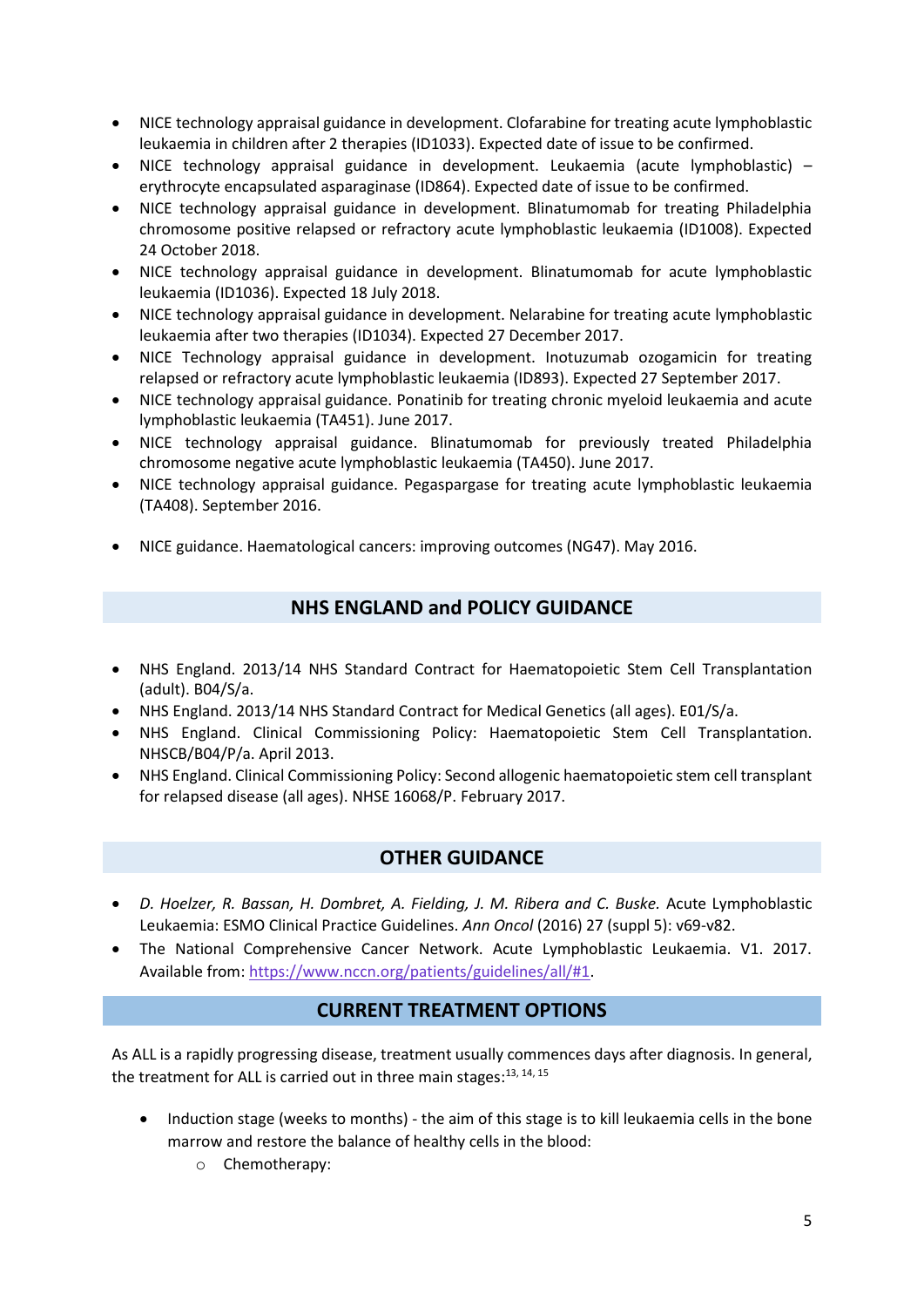- NICE technology appraisal guidance in development. Clofarabine for treating acute lymphoblastic leukaemia in children after 2 therapies (ID1033). Expected date of issue to be confirmed.
- NICE technology appraisal guidance in development. Leukaemia (acute lymphoblastic) – erythrocyte encapsulated asparaginase (ID864). Expected date of issue to be confirmed.
- NICE technology appraisal guidance in development. Blinatumomab for treating Philadelphia chromosome positive relapsed or refractory acute lymphoblastic leukaemia (ID1008). Expected 24 October 2018.
- NICE technology appraisal guidance in development. Blinatumomab for acute lymphoblastic leukaemia (ID1036). Expected 18 July 2018.
- NICE technology appraisal guidance in development. Nelarabine for treating acute lymphoblastic leukaemia after two therapies (ID1034). Expected 27 December 2017.
- NICE Technology appraisal guidance in development. Inotuzumab ozogamicin for treating relapsed or refractory acute lymphoblastic leukaemia (ID893). Expected 27 September 2017.
- NICE technology appraisal guidance. Ponatinib for treating chronic myeloid leukaemia and acute lymphoblastic leukaemia (TA451). June 2017.
- NICE technology appraisal guidance. Blinatumomab for previously treated Philadelphia chromosome negative acute lymphoblastic leukaemia (TA450). June 2017.
- NICE technology appraisal guidance. Pegaspargase for treating acute lymphoblastic leukaemia (TA408). September 2016.

- NICE guidance. Haematological cancers: improving outcomes (NG47). May 2016.

## NHS ENGLAND and POLICY GUIDANCE

- NHS England. 2013/14 NHS Standard Contract for Haematopoietic Stem Cell Transplantation (adult). B04/S/a.
- NHS England. 2013/14 NHS Standard Contract for Medical Genetics (all ages). E01/S/a.
- NHS England. Clinical Commissioning Policy: Haematopoietic Stem Cell Transplantation. NHSCB/B04/P/a. April 2013.
- NHS England. Clinical Commissioning Policy: Second allogenic haematopoietic stem cell transplant for relapsed disease (all ages). NHSE 16068/P. February 2017.

## OTHER GUIDANCE

- *D. Hoelzer, R. Bassan, H. Dombret, A. Fielding, J. M. Ribera and C. Buske.* Acute Lymphoblastic Leukaemia: ESMO Clinical Practice Guidelines. *Ann Oncol* (2016) 27 (suppl 5): v69-v82.
- The National Comprehensive Cancer Network. Acute Lymphoblastic Leukaemia. V1. 2017. Available from: https://www.nccn.org/patients/guidelines/all/#1.

## CURRENT TREATMENT OPTIONS

As ALL is a rapidly progressing disease, treatment usually commences days after diagnosis. In general, the treatment for ALL is carried out in three main stages:[13, 14, 15]

- Induction stage (weeks to months) - the aim of this stage is to kill leukaemia cells in the bone marrow and restore the balance of healthy cells in the blood:
  - Chemotherapy: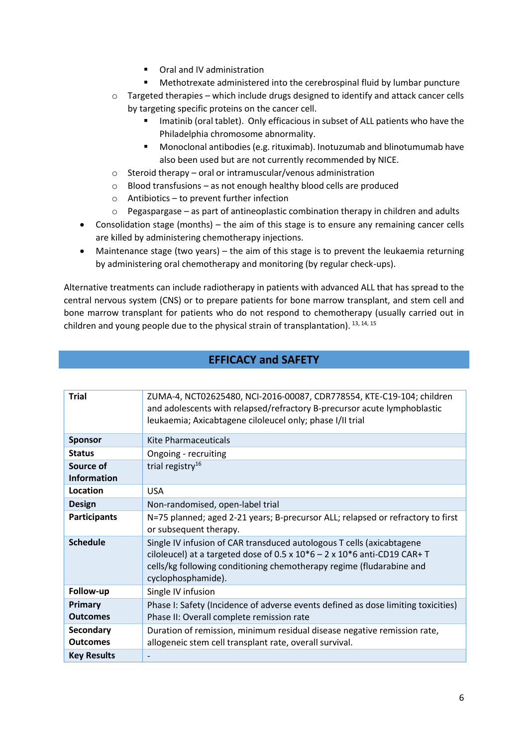- Oral and IV administration
        - Methotrexate administered into the cerebrospinal fluid by lumbar puncture
    - Targeted therapies – which include drugs designed to identify and attack cancer cells by targeting specific proteins on the cancer cell.
        - Imatinib (oral tablet). Only efficacious in subset of ALL patients who have the Philadelphia chromosome abnormality.
        - Monoclonal antibodies (e.g. rituximab). Inotuzumab and blinotumumab have also been used but are not currently recommended by NICE.
    - Steroid therapy – oral or intramuscular/venous administration
    - Blood transfusions – as not enough healthy blood cells are produced
    - Antibiotics – to prevent further infection
    - Pegaspargase – as part of antineoplastic combination therapy in children and adults
- Consolidation stage (months) – the aim of this stage is to ensure any remaining cancer cells are killed by administering chemotherapy injections.
- Maintenance stage (two years) – the aim of this stage is to prevent the leukaemia returning by administering oral chemotherapy and monitoring (by regular check-ups).

Alternative treatments can include radiotherapy in patients with advanced ALL that has spread to the central nervous system (CNS) or to prepare patients for bone marrow transplant, and stem cell and bone marrow transplant for patients who do not respond to chemotherapy (usually carried out in children and young people due to the physical strain of transplantation).[13, 14, 15]

## EFFICACY and SAFETY

| **Trial** | ZUMA-4, NCT02625480, NCI-2016-00087, CDR778554, KTE-C19-104; children and adolescents with relapsed/refractory B-precursor acute lymphoblastic leukaemia; Axicabtagene ciloleucel only; phase I/II trial |
|---|---|
| **Sponsor** | Kite Pharmaceuticals |
| **Status** | Ongoing - recruiting |
| **Source of Information** | trial registry[16] |
| **Location** | USA |
| **Design** | Non-randomised, open-label trial |
| **Participants** | N=75 planned; aged 2-21 years; B-precursor ALL; relapsed or refractory to first or subsequent therapy. |
| **Schedule** | Single IV infusion of CAR transduced autologous T cells (axicabtagene ciloleucel) at a targeted dose of 0.5 x 10*6 – 2 x 10*6 anti-CD19 CAR+ T cells/kg following conditioning chemotherapy regime (fludarabine and cyclophosphamide). |
| **Follow-up** | Single IV infusion |
| **Primary Outcomes** | Phase I: Safety (Incidence of adverse events defined as dose limiting toxicities)<br>Phase II: Overall complete remission rate |
| **Secondary Outcomes** | Duration of remission, minimum residual disease negative remission rate, allogeneic stem cell transplant rate, overall survival. |
| **Key Results** | - |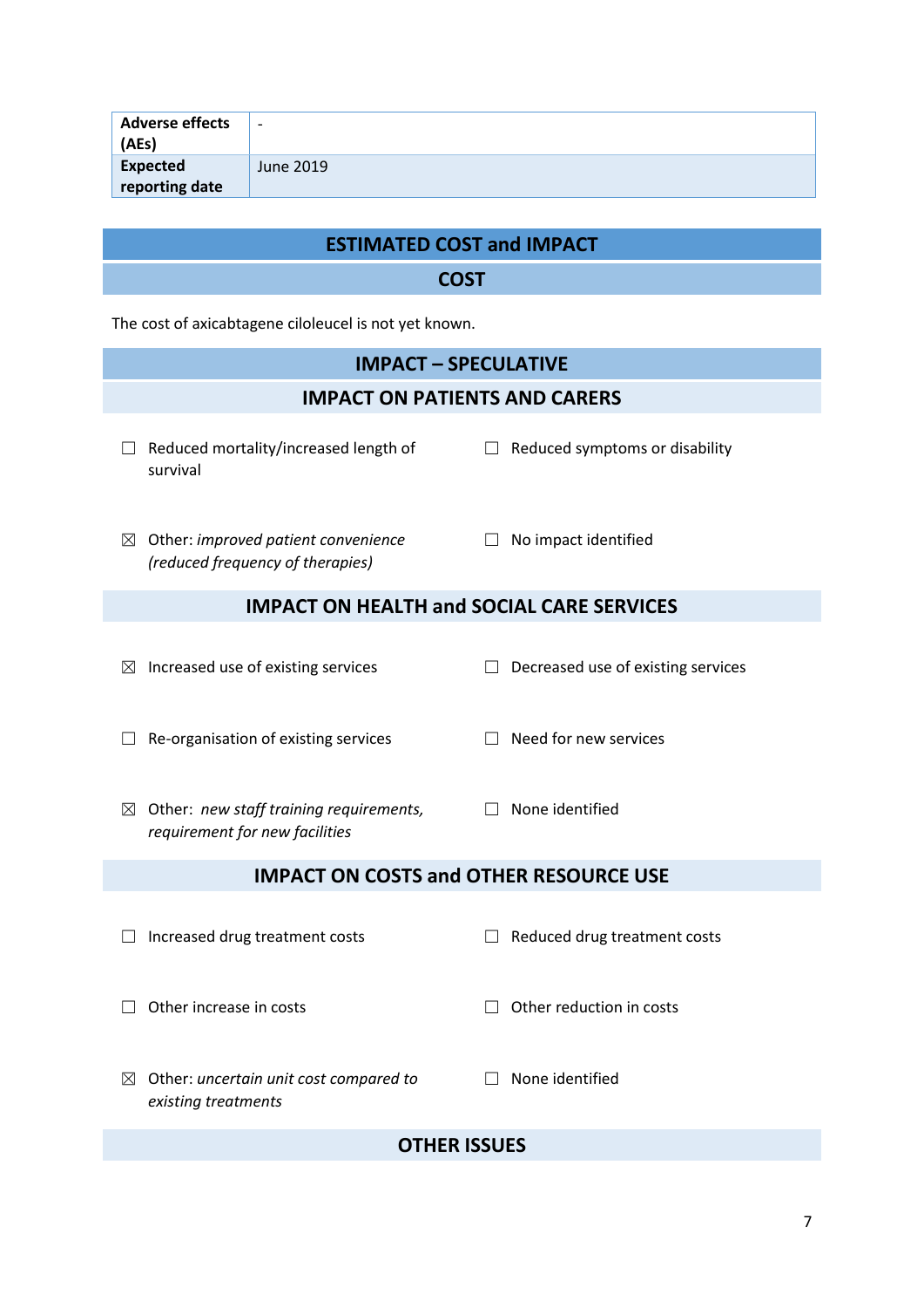| **Adverse effects (AEs)** | - |
|---|---|
| **Expected reporting date** | June 2019 |

## ESTIMATED COST and IMPACT

### COST

The cost of axicabtagene ciloleucel is not yet known.

### IMPACT – SPECULATIVE

#### IMPACT ON PATIENTS AND CARERS

☐ Reduced mortality/increased length of survival

☐ Reduced symptoms or disability

☒ Other: *improved patient convenience (reduced frequency of therapies)*

☐ No impact identified

#### IMPACT ON HEALTH and SOCIAL CARE SERVICES

☒ Increased use of existing services

☐ Decreased use of existing services

☐ Re-organisation of existing services

☐ Need for new services

☒ Other: *new staff training requirements, requirement for new facilities*

☐ None identified

#### IMPACT ON COSTS and OTHER RESOURCE USE

☐ Increased drug treatment costs

☐ Reduced drug treatment costs

☐ Other increase in costs

☐ Other reduction in costs

☒ Other: *uncertain unit cost compared to existing treatments*

☐ None identified

#### OTHER ISSUES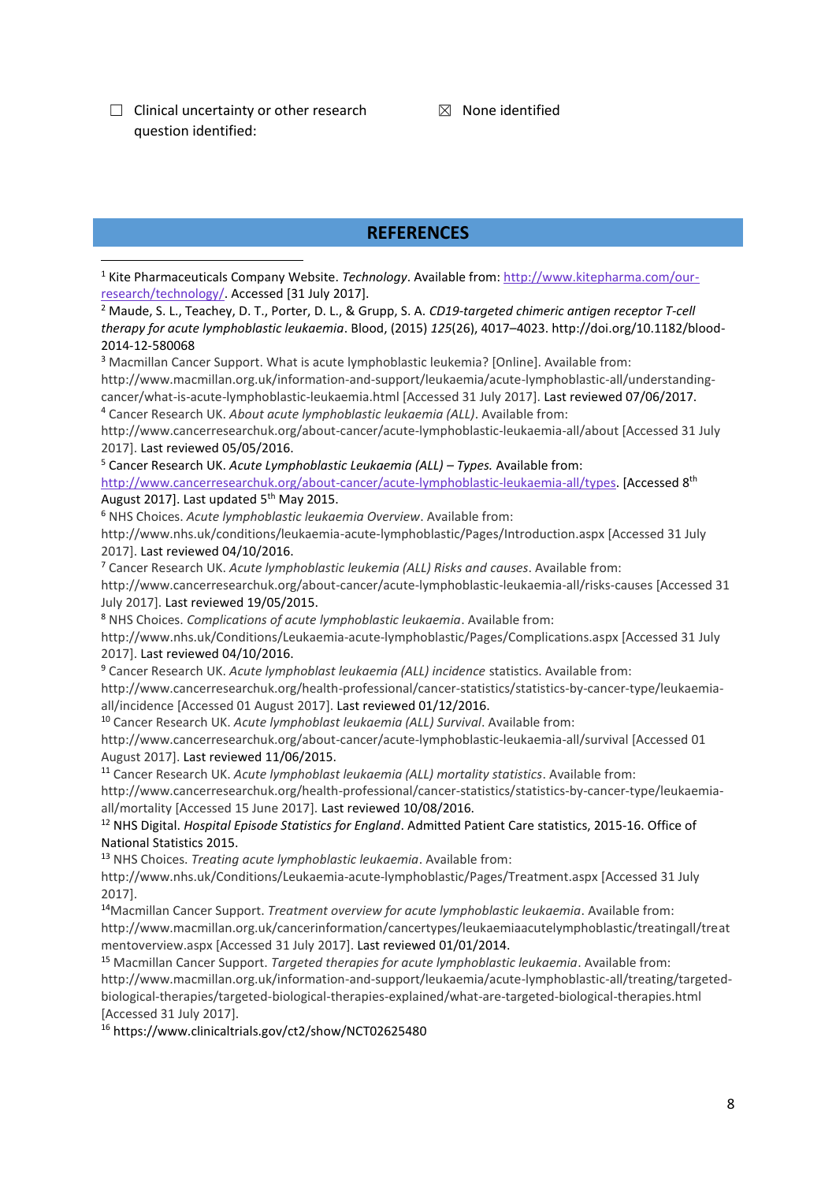☐ Clinical uncertainty or other research question identified:

☒ None identified

## REFERENCES

[1] Kite Pharmaceuticals Company Website. *Technology*. Available from: [http://www.kitepharma.com/our-research/technology/](http://www.kitepharma.com/our-research/technology/). Accessed [31 July 2017].

[2] Maude, S. L., Teachey, D. T., Porter, D. L., & Grupp, S. A. *CD19-targeted chimeric antigen receptor T-cell therapy for acute lymphoblastic leukaemia*. Blood, (2015) *125*(26), 4017–4023. http://doi.org/10.1182/blood-2014-12-580068

[3] Macmillan Cancer Support. What is acute lymphoblastic leukemia? [Online]. Available from: http://www.macmillan.org.uk/information-and-support/leukaemia/acute-lymphoblastic-all/understanding-cancer/what-is-acute-lymphoblastic-leukaemia.html [Accessed 31 July 2017]. Last reviewed 07/06/2017.

[4] Cancer Research UK. *About acute lymphoblastic leukaemia (ALL)*. Available from: http://www.cancerresearchuk.org/about-cancer/acute-lymphoblastic-leukaemia-all/about [Accessed 31 July 2017]. Last reviewed 05/05/2016.

[5] Cancer Research UK. *Acute Lymphoblastic Leukaemia (ALL) – Types.* Available from: [http://www.cancerresearchuk.org/about-cancer/acute-lymphoblastic-leukaemia-all/types](http://www.cancerresearchuk.org/about-cancer/acute-lymphoblastic-leukaemia-all/types). [Accessed 8th August 2017]. Last updated 5th May 2015.

[6] NHS Choices. *Acute lymphoblastic leukaemia Overview*. Available from: http://www.nhs.uk/conditions/leukaemia-acute-lymphoblastic/Pages/Introduction.aspx [Accessed 31 July 2017]. Last reviewed 04/10/2016.

[7] Cancer Research UK. *Acute lymphoblastic leukemia (ALL) Risks and causes*. Available from: http://www.cancerresearchuk.org/about-cancer/acute-lymphoblastic-leukaemia-all/risks-causes [Accessed 31 July 2017]. Last reviewed 19/05/2015.

[8] NHS Choices. *Complications of acute lymphoblastic leukaemia*. Available from: http://www.nhs.uk/Conditions/Leukaemia-acute-lymphoblastic/Pages/Complications.aspx [Accessed 31 July 2017]. Last reviewed 04/10/2016.

[9] Cancer Research UK. *Acute lymphoblast leukaemia (ALL) incidence* statistics. Available from: http://www.cancerresearchuk.org/health-professional/cancer-statistics/statistics-by-cancer-type/leukaemia-all/incidence [Accessed 01 August 2017]. Last reviewed 01/12/2016.

[10] Cancer Research UK. *Acute lymphoblast leukaemia (ALL) Survival*. Available from: http://www.cancerresearchuk.org/about-cancer/acute-lymphoblastic-leukaemia-all/survival [Accessed 01 August 2017]. Last reviewed 11/06/2015.

[11] Cancer Research UK. *Acute lymphoblast leukaemia (ALL) mortality statistics*. Available from: http://www.cancerresearchuk.org/health-professional/cancer-statistics/statistics-by-cancer-type/leukaemia-all/mortality [Accessed 15 June 2017]. Last reviewed 10/08/2016.

[12] NHS Digital. *Hospital Episode Statistics for England*. Admitted Patient Care statistics, 2015-16. Office of National Statistics 2015.

[13] NHS Choices. *Treating acute lymphoblastic leukaemia*. Available from: http://www.nhs.uk/Conditions/Leukaemia-acute-lymphoblastic/Pages/Treatment.aspx [Accessed 31 July 2017].

[14] Macmillan Cancer Support. *Treatment overview for acute lymphoblastic leukaemia*. Available from: http://www.macmillan.org.uk/cancerinformation/cancertypes/leukaemiaacutelymphoblastic/treatingall/treatmentoverview.aspx [Accessed 31 July 2017]. Last reviewed 01/01/2014.

[15] Macmillan Cancer Support. *Targeted therapies for acute lymphoblastic leukaemia*. Available from: http://www.macmillan.org.uk/information-and-support/leukaemia/acute-lymphoblastic-all/treating/targeted-biological-therapies/targeted-biological-therapies-explained/what-are-targeted-biological-therapies.html [Accessed 31 July 2017].

[16] https://www.clinicaltrials.gov/ct2/show/NCT02625480